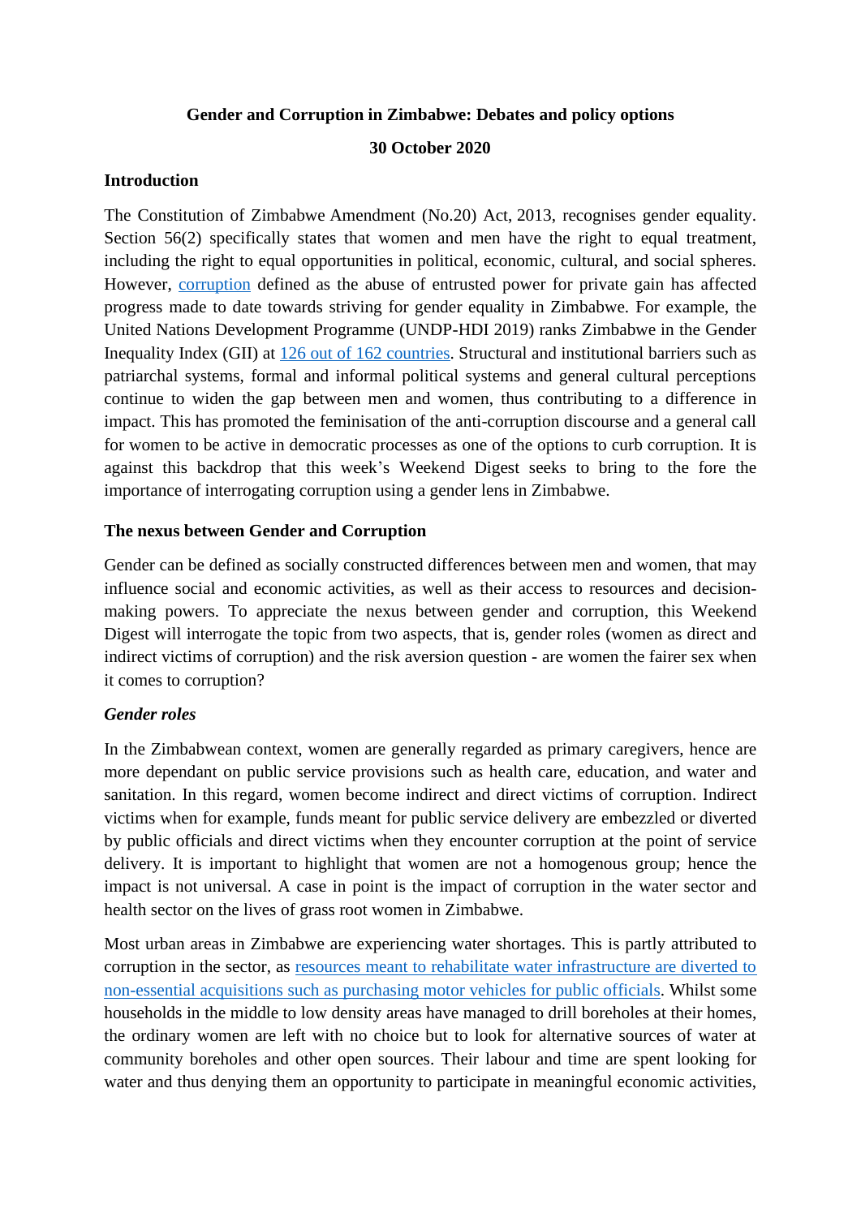# Gender and Corruption in Zimbabwe: Debates and policy options

**30 October 2020**

## Introduction

The Constitution of Zimbabwe Amendment (No.20) Act, 2013, recognises gender equality. Section 56(2) specifically states that women and men have the right to equal treatment, including the right to equal opportunities in political, economic, cultural, and social spheres. However, corruption defined as the abuse of entrusted power for private gain has affected progress made to date towards striving for gender equality in Zimbabwe. For example, the United Nations Development Programme (UNDP-HDI 2019) ranks Zimbabwe in the Gender Inequality Index (GII) at 126 out of 162 countries. Structural and institutional barriers such as patriarchal systems, formal and informal political systems and general cultural perceptions continue to widen the gap between men and women, thus contributing to a difference in impact. This has promoted the feminisation of the anti-corruption discourse and a general call for women to be active in democratic processes as one of the options to curb corruption. It is against this backdrop that this week's Weekend Digest seeks to bring to the fore the importance of interrogating corruption using a gender lens in Zimbabwe.

## The nexus between Gender and Corruption

Gender can be defined as socially constructed differences between men and women, that may influence social and economic activities, as well as their access to resources and decision-making powers. To appreciate the nexus between gender and corruption, this Weekend Digest will interrogate the topic from two aspects, that is, gender roles (women as direct and indirect victims of corruption) and the risk aversion question - are women the fairer sex when it comes to corruption?

### *Gender roles*

In the Zimbabwean context, women are generally regarded as primary caregivers, hence are more dependant on public service provisions such as health care, education, and water and sanitation. In this regard, women become indirect and direct victims of corruption. Indirect victims when for example, funds meant for public service delivery are embezzled or diverted by public officials and direct victims when they encounter corruption at the point of service delivery. It is important to highlight that women are not a homogenous group; hence the impact is not universal. A case in point is the impact of corruption in the water sector and health sector on the lives of grass root women in Zimbabwe.

Most urban areas in Zimbabwe are experiencing water shortages. This is partly attributed to corruption in the sector, as resources meant to rehabilitate water infrastructure are diverted to non-essential acquisitions such as purchasing motor vehicles for public officials. Whilst some households in the middle to low density areas have managed to drill boreholes at their homes, the ordinary women are left with no choice but to look for alternative sources of water at community boreholes and other open sources. Their labour and time are spent looking for water and thus denying them an opportunity to participate in meaningful economic activities,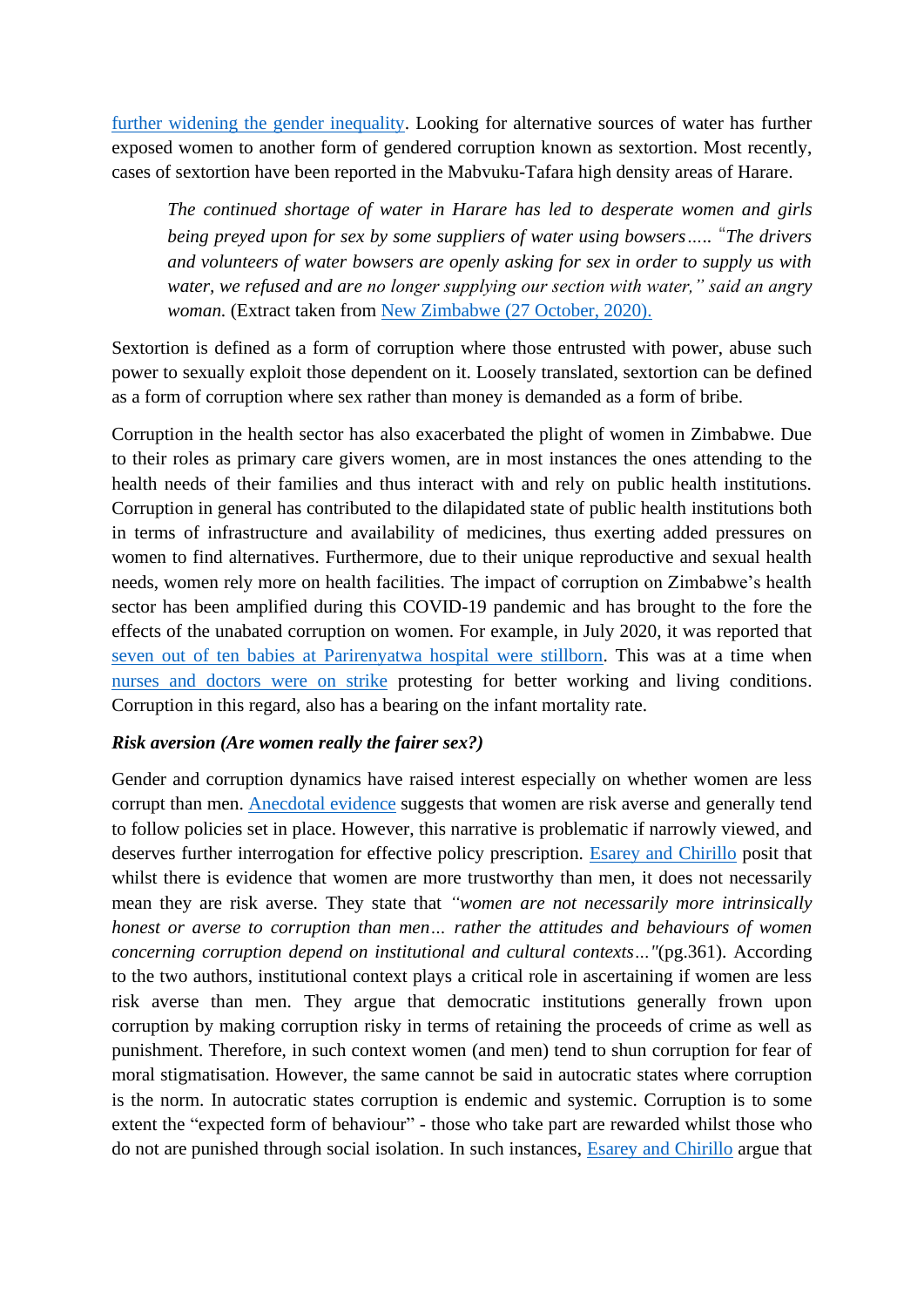further widening the gender inequality. Looking for alternative sources of water has further exposed women to another form of gendered corruption known as sextortion. Most recently, cases of sextortion have been reported in the Mabvuku-Tafara high density areas of Harare.

> *The continued shortage of water in Harare has led to desperate women and girls being preyed upon for sex by some suppliers of water using bowsers….. "The drivers and volunteers of water bowsers are openly asking for sex in order to supply us with water, we refused and are no longer supplying our section with water," said an angry woman.* (Extract taken from New Zimbabwe (27 October, 2020).

Sextortion is defined as a form of corruption where those entrusted with power, abuse such power to sexually exploit those dependent on it. Loosely translated, sextortion can be defined as a form of corruption where sex rather than money is demanded as a form of bribe.

Corruption in the health sector has also exacerbated the plight of women in Zimbabwe. Due to their roles as primary care givers women, are in most instances the ones attending to the health needs of their families and thus interact with and rely on public health institutions. Corruption in general has contributed to the dilapidated state of public health institutions both in terms of infrastructure and availability of medicines, thus exerting added pressures on women to find alternatives. Furthermore, due to their unique reproductive and sexual health needs, women rely more on health facilities. The impact of corruption on Zimbabwe's health sector has been amplified during this COVID-19 pandemic and has brought to the fore the effects of the unabated corruption on women. For example, in July 2020, it was reported that seven out of ten babies at Parirenyatwa hospital were stillborn. This was at a time when nurses and doctors were on strike protesting for better working and living conditions. Corruption in this regard, also has a bearing on the infant mortality rate.

***Risk aversion (Are women really the fairer sex?)***

Gender and corruption dynamics have raised interest especially on whether women are less corrupt than men. Anecdotal evidence suggests that women are risk averse and generally tend to follow policies set in place. However, this narrative is problematic if narrowly viewed, and deserves further interrogation for effective policy prescription. Esarey and Chirillo posit that whilst there is evidence that women are more trustworthy than men, it does not necessarily mean they are risk averse. They state that *"women are not necessarily more intrinsically honest or averse to corruption than men… rather the attitudes and behaviours of women concerning corruption depend on institutional and cultural contexts…"*(pg.361). According to the two authors, institutional context plays a critical role in ascertaining if women are less risk averse than men. They argue that democratic institutions generally frown upon corruption by making corruption risky in terms of retaining the proceeds of crime as well as punishment. Therefore, in such context women (and men) tend to shun corruption for fear of moral stigmatisation. However, the same cannot be said in autocratic states where corruption is the norm. In autocratic states corruption is endemic and systemic. Corruption is to some extent the "expected form of behaviour" - those who take part are rewarded whilst those who do not are punished through social isolation. In such instances, Esarey and Chirillo argue that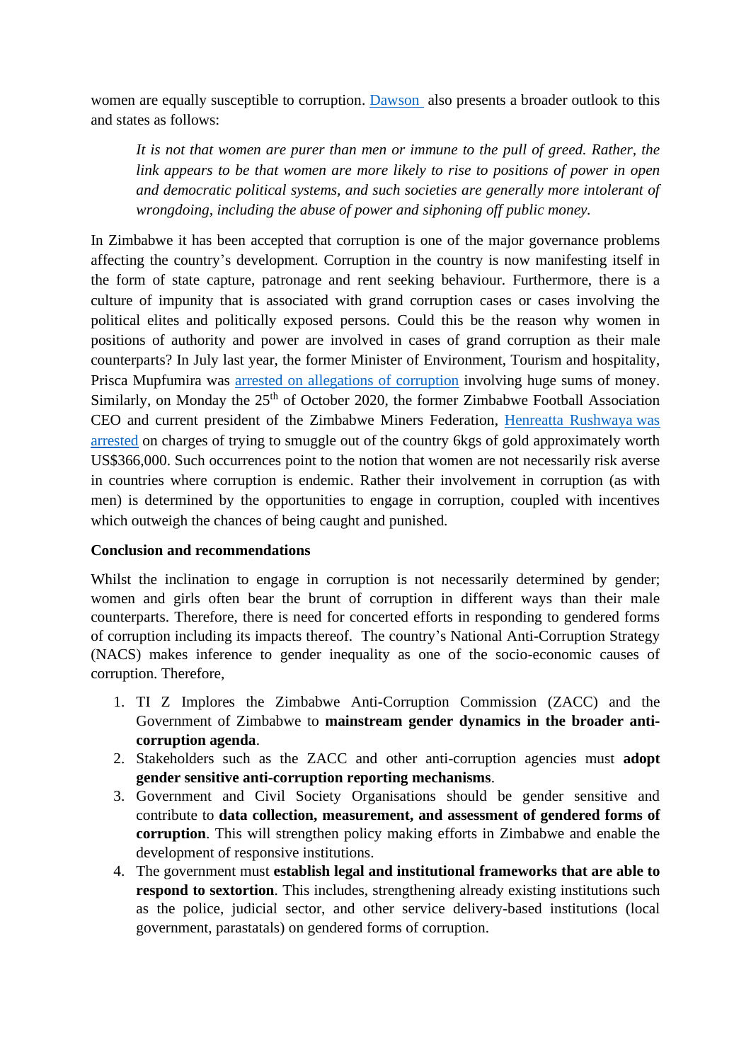women are equally susceptible to corruption. Dawson also presents a broader outlook to this and states as follows:

> *It is not that women are purer than men or immune to the pull of greed. Rather, the link appears to be that women are more likely to rise to positions of power in open and democratic political systems, and such societies are generally more intolerant of wrongdoing, including the abuse of power and siphoning off public money.*

In Zimbabwe it has been accepted that corruption is one of the major governance problems affecting the country's development. Corruption in the country is now manifesting itself in the form of state capture, patronage and rent seeking behaviour. Furthermore, there is a culture of impunity that is associated with grand corruption cases or cases involving the political elites and politically exposed persons. Could this be the reason why women in positions of authority and power are involved in cases of grand corruption as their male counterparts? In July last year, the former Minister of Environment, Tourism and hospitality, Prisca Mupfumira was arrested on allegations of corruption involving huge sums of money. Similarly, on Monday the 25th of October 2020, the former Zimbabwe Football Association CEO and current president of the Zimbabwe Miners Federation, Henreatta Rushwaya was arrested on charges of trying to smuggle out of the country 6kgs of gold approximately worth US$366,000. Such occurrences point to the notion that women are not necessarily risk averse in countries where corruption is endemic. Rather their involvement in corruption (as with men) is determined by the opportunities to engage in corruption, coupled with incentives which outweigh the chances of being caught and punished.

**Conclusion and recommendations**

Whilst the inclination to engage in corruption is not necessarily determined by gender; women and girls often bear the brunt of corruption in different ways than their male counterparts. Therefore, there is need for concerted efforts in responding to gendered forms of corruption including its impacts thereof. The country's National Anti-Corruption Strategy (NACS) makes inference to gender inequality as one of the socio-economic causes of corruption. Therefore,

1. TI Z Implores the Zimbabwe Anti-Corruption Commission (ZACC) and the Government of Zimbabwe to **mainstream gender dynamics in the broader anti-corruption agenda**.
2. Stakeholders such as the ZACC and other anti-corruption agencies must **adopt gender sensitive anti-corruption reporting mechanisms**.
3. Government and Civil Society Organisations should be gender sensitive and contribute to **data collection, measurement, and assessment of gendered forms of corruption**. This will strengthen policy making efforts in Zimbabwe and enable the development of responsive institutions.
4. The government must **establish legal and institutional frameworks that are able to respond to sextortion**. This includes, strengthening already existing institutions such as the police, judicial sector, and other service delivery-based institutions (local government, parastatals) on gendered forms of corruption.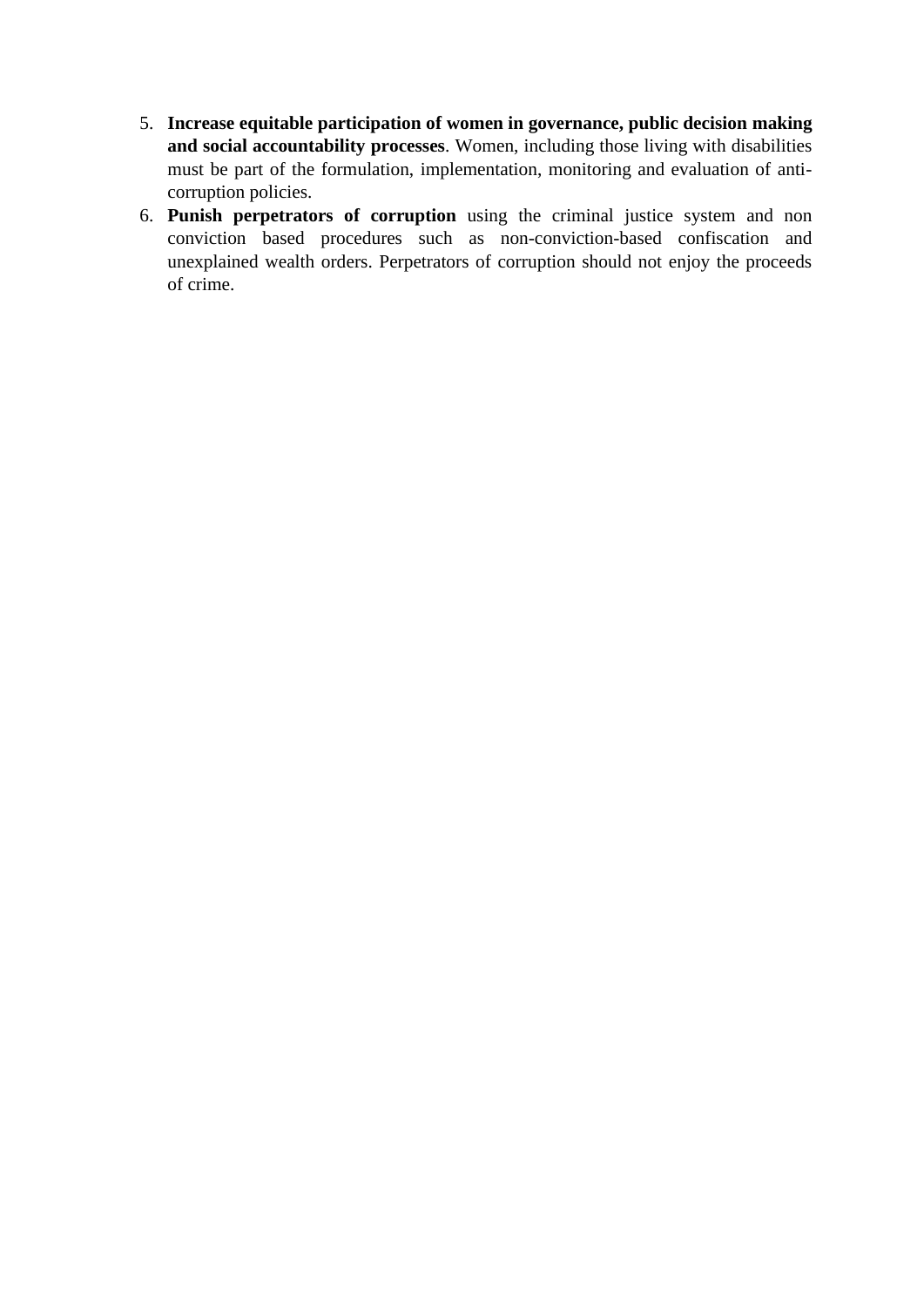5. **Increase equitable participation of women in governance, public decision making and social accountability processes**. Women, including those living with disabilities must be part of the formulation, implementation, monitoring and evaluation of anti-corruption policies.
6. **Punish perpetrators of corruption** using the criminal justice system and non conviction based procedures such as non-conviction-based confiscation and unexplained wealth orders. Perpetrators of corruption should not enjoy the proceeds of crime.